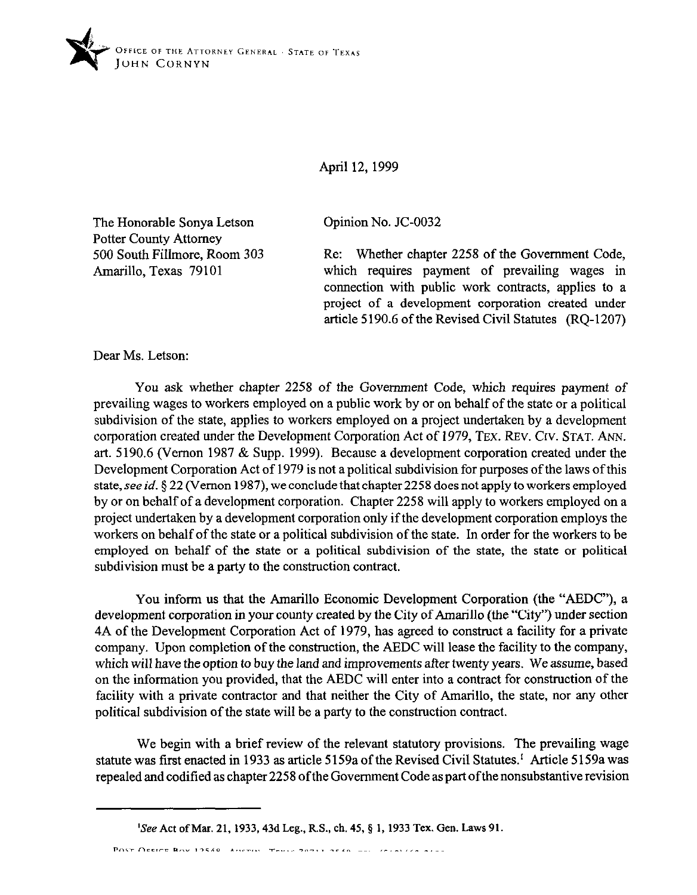OFFICE OF THE ATTORNEY GENERAL · STATE OF TEXAS
JOHN CORNYN

April 12, 1999

The Honorable Sonya Letson
Potter County Attorney
500 South Fillmore, Room 303
Amarillo, Texas 79101

Opinion No. JC-0032

Re: Whether chapter 2258 of the Government Code, which requires payment of prevailing wages in connection with public work contracts, applies to a project of a development corporation created under article 5190.6 of the Revised Civil Statutes (RQ-1207)

Dear Ms. Letson:

You ask whether chapter 2258 of the Government Code, which requires payment of prevailing wages to workers employed on a public work by or on behalf of the state or a political subdivision of the state, applies to workers employed on a project undertaken by a development corporation created under the Development Corporation Act of 1979, TEX. REV. CIV. STAT. ANN. art. 5190.6 (Vernon 1987 & Supp. 1999). Because a development corporation created under the Development Corporation Act of 1979 is not a political subdivision for purposes of the laws of this state, *see id.* § 22 (Vernon 1987), we conclude that chapter 2258 does not apply to workers employed by or on behalf of a development corporation. Chapter 2258 will apply to workers employed on a project undertaken by a development corporation only if the development corporation employs the workers on behalf of the state or a political subdivision of the state. In order for the workers to be employed on behalf of the state or a political subdivision of the state, the state or political subdivision must be a party to the construction contract.

You inform us that the Amarillo Economic Development Corporation (the "AEDC"), a development corporation in your county created by the City of Amarillo (the "City") under section 4A of the Development Corporation Act of 1979, has agreed to construct a facility for a private company. Upon completion of the construction, the AEDC will lease the facility to the company, which will have the option to buy the land and improvements after twenty years. We assume, based on the information you provided, that the AEDC will enter into a contract for construction of the facility with a private contractor and that neither the City of Amarillo, the state, nor any other political subdivision of the state will be a party to the construction contract.

We begin with a brief review of the relevant statutory provisions. The prevailing wage statute was first enacted in 1933 as article 5159a of the Revised Civil Statutes.[1] Article 5159a was repealed and codified as chapter 2258 of the Government Code as part of the nonsubstantive revision

[1]*See* Act of Mar. 21, 1933, 43d Leg., R.S., ch. 45, § 1, 1933 Tex. Gen. Laws 91.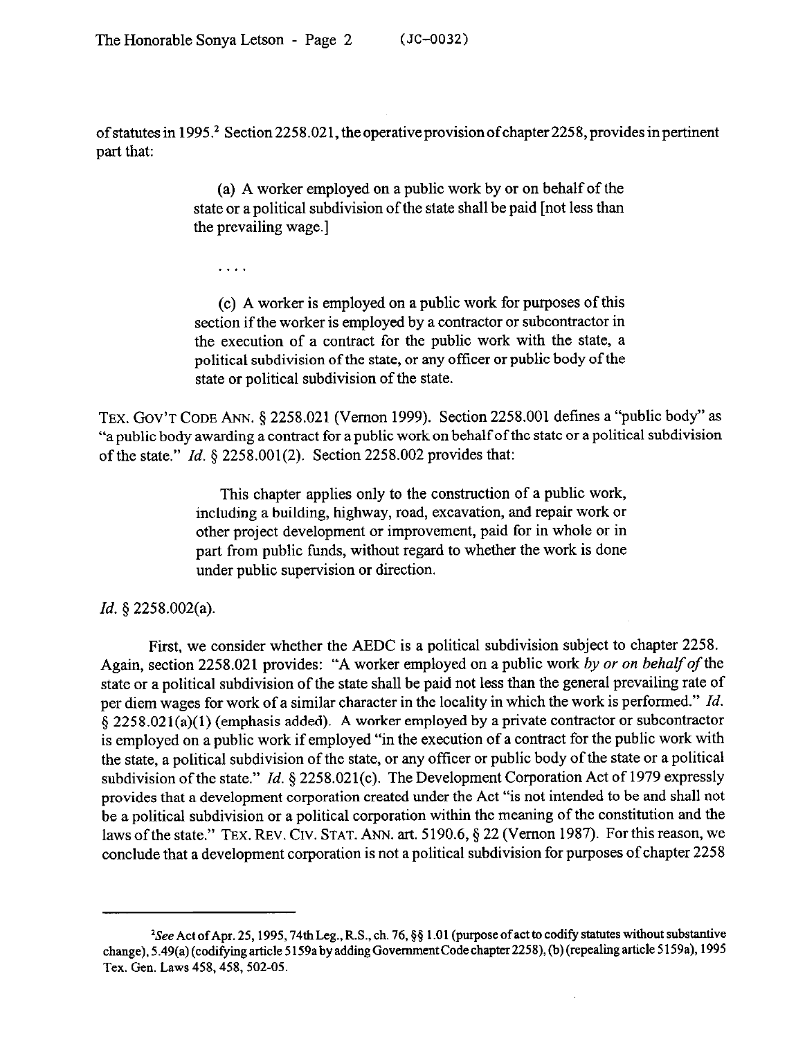of statutes in 1995.[2] Section 2258.021, the operative provision of chapter 2258, provides in pertinent part that:

> (a) A worker employed on a public work by or on behalf of the state or a political subdivision of the state shall be paid [not less than the prevailing wage.]
>
> . . . .
>
> (c) A worker is employed on a public work for purposes of this section if the worker is employed by a contractor or subcontractor in the execution of a contract for the public work with the state, a political subdivision of the state, or any officer or public body of the state or political subdivision of the state.

TEX. GOV'T CODE ANN. § 2258.021 (Vernon 1999). Section 2258.001 defines a "public body" as "a public body awarding a contract for a public work on behalf of the state or a political subdivision of the state." *Id.* § 2258.001(2). Section 2258.002 provides that:

> This chapter applies only to the construction of a public work, including a building, highway, road, excavation, and repair work or other project development or improvement, paid for in whole or in part from public funds, without regard to whether the work is done under public supervision or direction.

*Id.* § 2258.002(a).

First, we consider whether the AEDC is a political subdivision subject to chapter 2258. Again, section 2258.021 provides: "A worker employed on a public work *by or on behalf of* the state or a political subdivision of the state shall be paid not less than the general prevailing rate of per diem wages for work of a similar character in the locality in which the work is performed." *Id.* § 2258.021(a)(1) (emphasis added). A worker employed by a private contractor or subcontractor is employed on a public work if employed "in the execution of a contract for the public work with the state, a political subdivision of the state, or any officer or public body of the state or a political subdivision of the state." *Id.* § 2258.021(c). The Development Corporation Act of 1979 expressly provides that a development corporation created under the Act "is not intended to be and shall not be a political subdivision or a political corporation within the meaning of the constitution and the laws of the state." TEX. REV. CIV. STAT. ANN. art. 5190.6, § 22 (Vernon 1987). For this reason, we conclude that a development corporation is not a political subdivision for purposes of chapter 2258

---

[2]*See* Act of Apr. 25, 1995, 74th Leg., R.S., ch. 76, §§ 1.01 (purpose of act to codify statutes without substantive change), 5.49(a) (codifying article 5159a by adding Government Code chapter 2258), (b) (repealing article 5159a), 1995 Tex. Gen. Laws 458, 458, 502-05.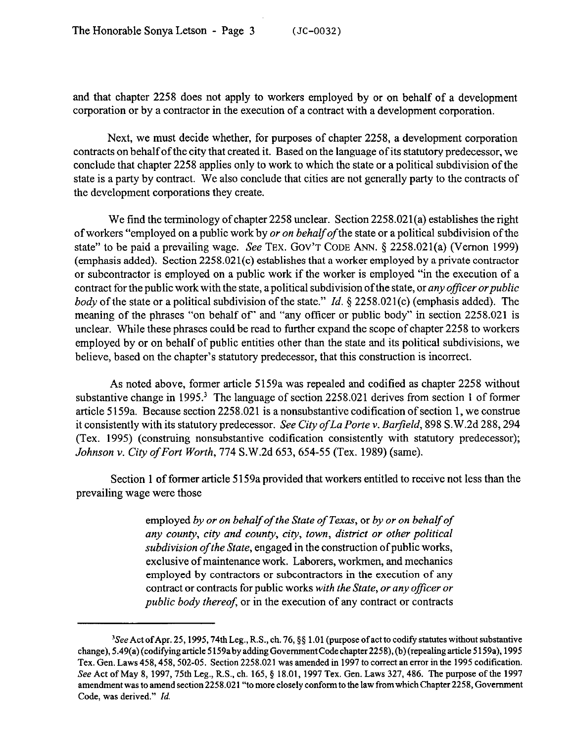and that chapter 2258 does not apply to workers employed by or on behalf of a development corporation or by a contractor in the execution of a contract with a development corporation.

Next, we must decide whether, for purposes of chapter 2258, a development corporation contracts on behalf of the city that created it. Based on the language of its statutory predecessor, we conclude that chapter 2258 applies only to work to which the state or a political subdivision of the state is a party by contract. We also conclude that cities are not generally party to the contracts of the development corporations they create.

We find the terminology of chapter 2258 unclear. Section 2258.021(a) establishes the right of workers "employed on a public work by *or on behalf of* the state or a political subdivision of the state" to be paid a prevailing wage. *See* TEX. GOV'T CODE ANN. § 2258.021(a) (Vernon 1999) (emphasis added). Section 2258.021(c) establishes that a worker employed by a private contractor or subcontractor is employed on a public work if the worker is employed "in the execution of a contract for the public work with the state, a political subdivision of the state, or *any officer or public body* of the state or a political subdivision of the state." *Id.* § 2258.021(c) (emphasis added). The meaning of the phrases "on behalf of" and "any officer or public body" in section 2258.021 is unclear. While these phrases could be read to further expand the scope of chapter 2258 to workers employed by or on behalf of public entities other than the state and its political subdivisions, we believe, based on the chapter's statutory predecessor, that this construction is incorrect.

As noted above, former article 5159a was repealed and codified as chapter 2258 without substantive change in 1995.[3] The language of section 2258.021 derives from section 1 of former article 5159a. Because section 2258.021 is a nonsubstantive codification of section 1, we construe it consistently with its statutory predecessor. *See City of La Porte v. Barfield*, 898 S.W.2d 288, 294 (Tex. 1995) (construing nonsubstantive codification consistently with statutory predecessor); *Johnson v. City of Fort Worth*, 774 S.W.2d 653, 654-55 (Tex. 1989) (same).

Section 1 of former article 5159a provided that workers entitled to receive not less than the prevailing wage were those

> employed *by or on behalf of the State of Texas*, or *by or on behalf of any county, city and county, city, town, district or other political subdivision of the State*, engaged in the construction of public works, exclusive of maintenance work. Laborers, workmen, and mechanics employed by contractors or subcontractors in the execution of any contract or contracts for public works *with the State, or any officer or public body thereof*, or in the execution of any contract or contracts

---

[3] *See* Act of Apr. 25, 1995, 74th Leg., R.S., ch. 76, §§ 1.01 (purpose of act to codify statutes without substantive change), 5.49(a) (codifying article 5159a by adding Government Code chapter 2258), (b) (repealing article 5159a), 1995 Tex. Gen. Laws 458, 458, 502-05. Section 2258.021 was amended in 1997 to correct an error in the 1995 codification. *See* Act of May 8, 1997, 75th Leg., R.S., ch. 165, § 18.01, 1997 Tex. Gen. Laws 327, 486. The purpose of the 1997 amendment was to amend section 2258.021 "to more closely conform to the law from which Chapter 2258, Government Code, was derived." *Id.*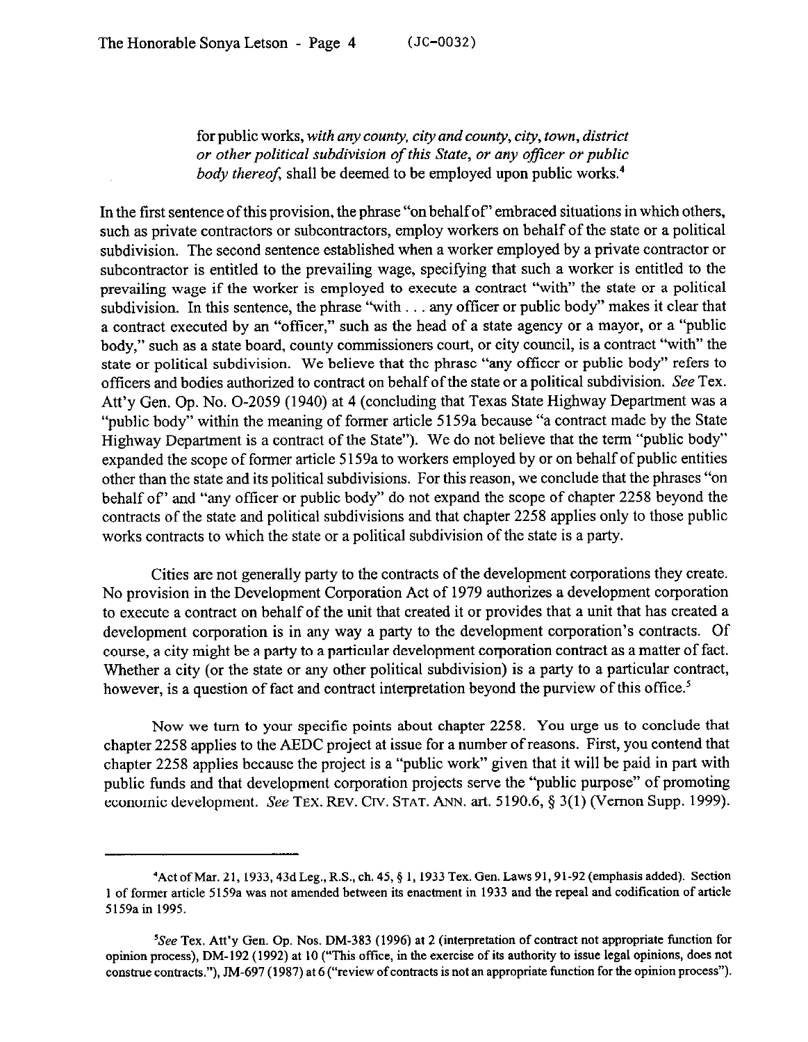for public works, *with any county, city and county, city, town, district or other political subdivision of this State, or any officer or public body thereof*, shall be deemed to be employed upon public works.[4]

In the first sentence of this provision, the phrase "on behalf of" embraced situations in which others, such as private contractors or subcontractors, employ workers on behalf of the state or a political subdivision. The second sentence established when a worker employed by a private contractor or subcontractor is entitled to the prevailing wage, specifying that such a worker is entitled to the prevailing wage if the worker is employed to execute a contract "with" the state or a political subdivision. In this sentence, the phrase "with . . . any officer or public body" makes it clear that a contract executed by an "officer," such as the head of a state agency or a mayor, or a "public body," such as a state board, county commissioners court, or city council, is a contract "with" the state or political subdivision. We believe that the phrase "any officer or public body" refers to officers and bodies authorized to contract on behalf of the state or a political subdivision. *See* Tex. Att'y Gen. Op. No. O-2059 (1940) at 4 (concluding that Texas State Highway Department was a "public body" within the meaning of former article 5159a because "a contract made by the State Highway Department is a contract of the State"). We do not believe that the term "public body" expanded the scope of former article 5159a to workers employed by or on behalf of public entities other than the state and its political subdivisions. For this reason, we conclude that the phrases "on behalf of" and "any officer or public body" do not expand the scope of chapter 2258 beyond the contracts of the state and political subdivisions and that chapter 2258 applies only to those public works contracts to which the state or a political subdivision of the state is a party.

Cities are not generally party to the contracts of the development corporations they create. No provision in the Development Corporation Act of 1979 authorizes a development corporation to execute a contract on behalf of the unit that created it or provides that a unit that has created a development corporation is in any way a party to the development corporation's contracts. Of course, a city might be a party to a particular development corporation contract as a matter of fact. Whether a city (or the state or any other political subdivision) is a party to a particular contract, however, is a question of fact and contract interpretation beyond the purview of this office.[5]

Now we turn to your specific points about chapter 2258. You urge us to conclude that chapter 2258 applies to the AEDC project at issue for a number of reasons. First, you contend that chapter 2258 applies because the project is a "public work" given that it will be paid in part with public funds and that development corporation projects serve the "public purpose" of promoting economic development. *See* TEX. REV. CIV. STAT. ANN. art. 5190.6, § 3(1) (Vernon Supp. 1999).

---

[4] Act of Mar. 21, 1933, 43d Leg., R.S., ch. 45, § 1, 1933 Tex. Gen. Laws 91, 91-92 (emphasis added). Section 1 of former article 5159a was not amended between its enactment in 1933 and the repeal and codification of article 5159a in 1995.

[5] *See* Tex. Att'y Gen. Op. Nos. DM-383 (1996) at 2 (interpretation of contract not appropriate function for opinion process), DM-192 (1992) at 10 ("This office, in the exercise of its authority to issue legal opinions, does not construe contracts."), JM-697 (1987) at 6 ("review of contracts is not an appropriate function for the opinion process").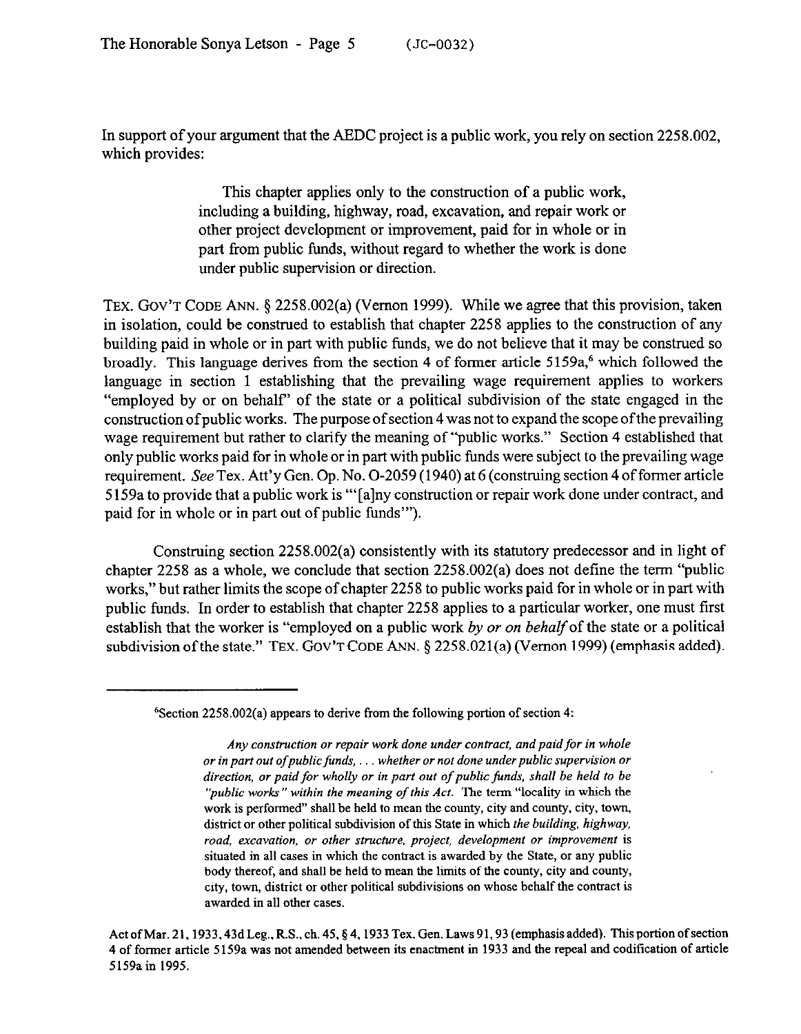In support of your argument that the AEDC project is a public work, you rely on section 2258.002, which provides:

> This chapter applies only to the construction of a public work, including a building, highway, road, excavation, and repair work or other project development or improvement, paid for in whole or in part from public funds, without regard to whether the work is done under public supervision or direction.

TEX. GOV'T CODE ANN. § 2258.002(a) (Vernon 1999). While we agree that this provision, taken in isolation, could be construed to establish that chapter 2258 applies to the construction of any building paid in whole or in part with public funds, we do not believe that it may be construed so broadly. This language derives from the section 4 of former article 5159a,[6] which followed the language in section 1 establishing that the prevailing wage requirement applies to workers "employed by or on behalf" of the state or a political subdivision of the state engaged in the construction of public works. The purpose of section 4 was not to expand the scope of the prevailing wage requirement but rather to clarify the meaning of "public works." Section 4 established that only public works paid for in whole or in part with public funds were subject to the prevailing wage requirement. *See* Tex. Att'y Gen. Op. No. O-2059 (1940) at 6 (construing section 4 of former article 5159a to provide that a public work is "'[a]ny construction or repair work done under contract, and paid for in whole or in part out of public funds'").

Construing section 2258.002(a) consistently with its statutory predecessor and in light of chapter 2258 as a whole, we conclude that section 2258.002(a) does not define the term "public works," but rather limits the scope of chapter 2258 to public works paid for in whole or in part with public funds. In order to establish that chapter 2258 applies to a particular worker, one must first establish that the worker is "employed on a public work *by or on behalf* of the state or a political subdivision of the state." TEX. GOV'T CODE ANN. § 2258.021(a) (Vernon 1999) (emphasis added).

---

[6]Section 2258.002(a) appears to derive from the following portion of section 4:

> *Any construction or repair work done under contract, and paid for in whole or in part out of public funds, . . . whether or not done under public supervision or direction, or paid for wholly or in part out of public funds, shall be held to be "public works" within the meaning of this Act.* The term "locality in which the work is performed" shall be held to mean the county, city and county, city, town, district or other political subdivision of this State in which *the building, highway, road, excavation, or other structure, project, development or improvement* is situated in all cases in which the contract is awarded by the State, or any public body thereof, and shall be held to mean the limits of the county, city and county, city, town, district or other political subdivisions on whose behalf the contract is awarded in all other cases.

Act of Mar. 21, 1933, 43d Leg., R.S., ch. 45, § 4, 1933 Tex. Gen. Laws 91, 93 (emphasis added). This portion of section 4 of former article 5159a was not amended between its enactment in 1933 and the repeal and codification of article 5159a in 1995.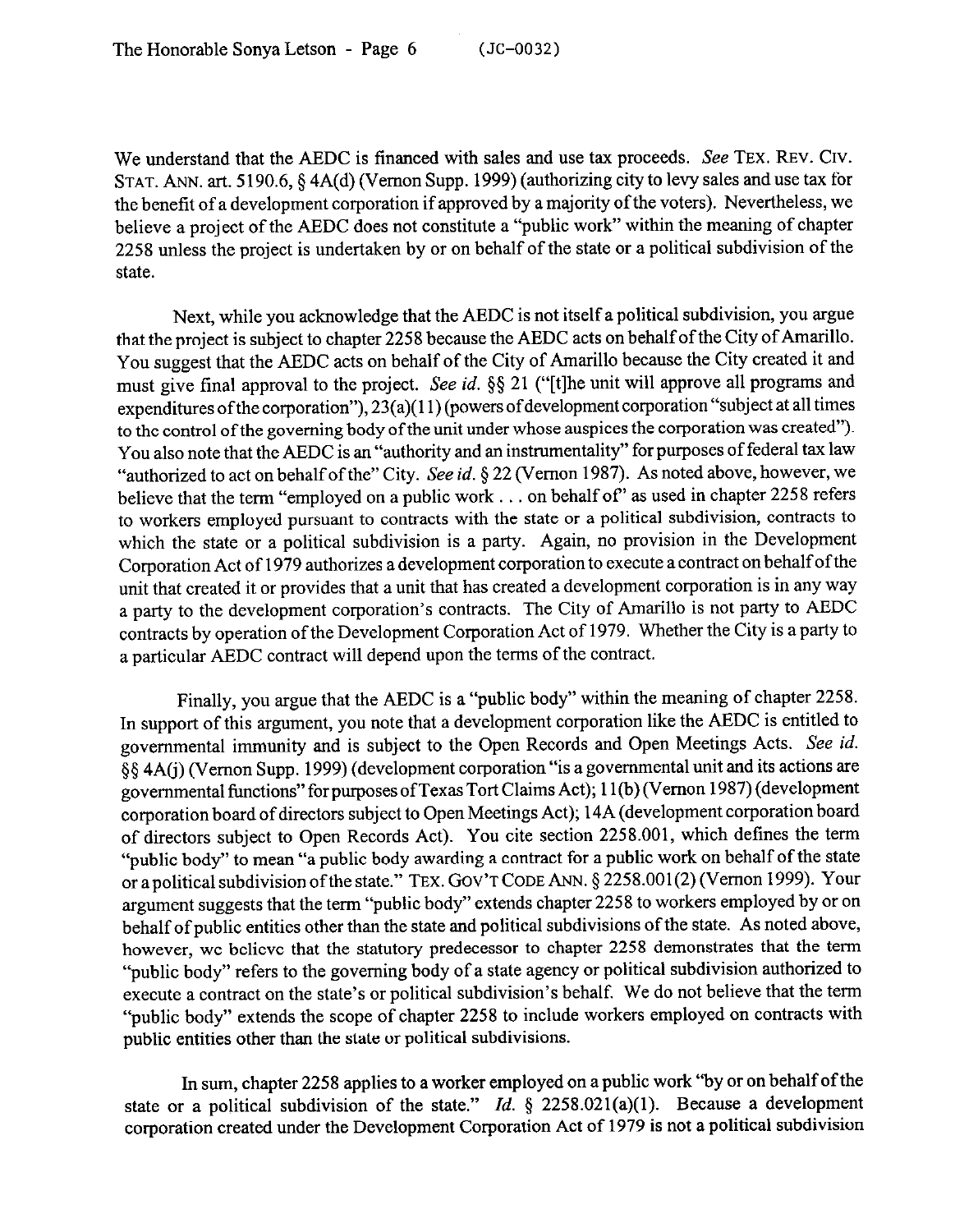We understand that the AEDC is financed with sales and use tax proceeds. *See* TEX. REV. CIV. STAT. ANN. art. 5190.6, § 4A(d) (Vernon Supp. 1999) (authorizing city to levy sales and use tax for the benefit of a development corporation if approved by a majority of the voters). Nevertheless, we believe a project of the AEDC does not constitute a "public work" within the meaning of chapter 2258 unless the project is undertaken by or on behalf of the state or a political subdivision of the state.

Next, while you acknowledge that the AEDC is not itself a political subdivision, you argue that the project is subject to chapter 2258 because the AEDC acts on behalf of the City of Amarillo. You suggest that the AEDC acts on behalf of the City of Amarillo because the City created it and must give final approval to the project. *See id.* §§ 21 ("[t]he unit will approve all programs and expenditures of the corporation"), 23(a)(11) (powers of development corporation "subject at all times to the control of the governing body of the unit under whose auspices the corporation was created"). You also note that the AEDC is an "authority and an instrumentality" for purposes of federal tax law "authorized to act on behalf of the" City. *See id.* § 22 (Vernon 1987). As noted above, however, we believe that the term "employed on a public work . . . on behalf of" as used in chapter 2258 refers to workers employed pursuant to contracts with the state or a political subdivision, contracts to which the state or a political subdivision is a party. Again, no provision in the Development Corporation Act of 1979 authorizes a development corporation to execute a contract on behalf of the unit that created it or provides that a unit that has created a development corporation is in any way a party to the development corporation's contracts. The City of Amarillo is not party to AEDC contracts by operation of the Development Corporation Act of 1979. Whether the City is a party to a particular AEDC contract will depend upon the terms of the contract.

Finally, you argue that the AEDC is a "public body" within the meaning of chapter 2258. In support of this argument, you note that a development corporation like the AEDC is entitled to governmental immunity and is subject to the Open Records and Open Meetings Acts. *See id.* §§ 4A(j) (Vernon Supp. 1999) (development corporation "is a governmental unit and its actions are governmental functions" for purposes of Texas Tort Claims Act); 11(b) (Vernon 1987) (development corporation board of directors subject to Open Meetings Act); 14A (development corporation board of directors subject to Open Records Act). You cite section 2258.001, which defines the term "public body" to mean "a public body awarding a contract for a public work on behalf of the state or a political subdivision of the state." TEX. GOV'T CODE ANN. § 2258.001(2) (Vernon 1999). Your argument suggests that the term "public body" extends chapter 2258 to workers employed by or on behalf of public entities other than the state and political subdivisions of the state. As noted above, however, we believe that the statutory predecessor to chapter 2258 demonstrates that the term "public body" refers to the governing body of a state agency or political subdivision authorized to execute a contract on the state's or political subdivision's behalf. We do not believe that the term "public body" extends the scope of chapter 2258 to include workers employed on contracts with public entities other than the state or political subdivisions.

In sum, chapter 2258 applies to a worker employed on a public work "by or on behalf of the state or a political subdivision of the state." *Id.* § 2258.021(a)(1). Because a development corporation created under the Development Corporation Act of 1979 is not a political subdivision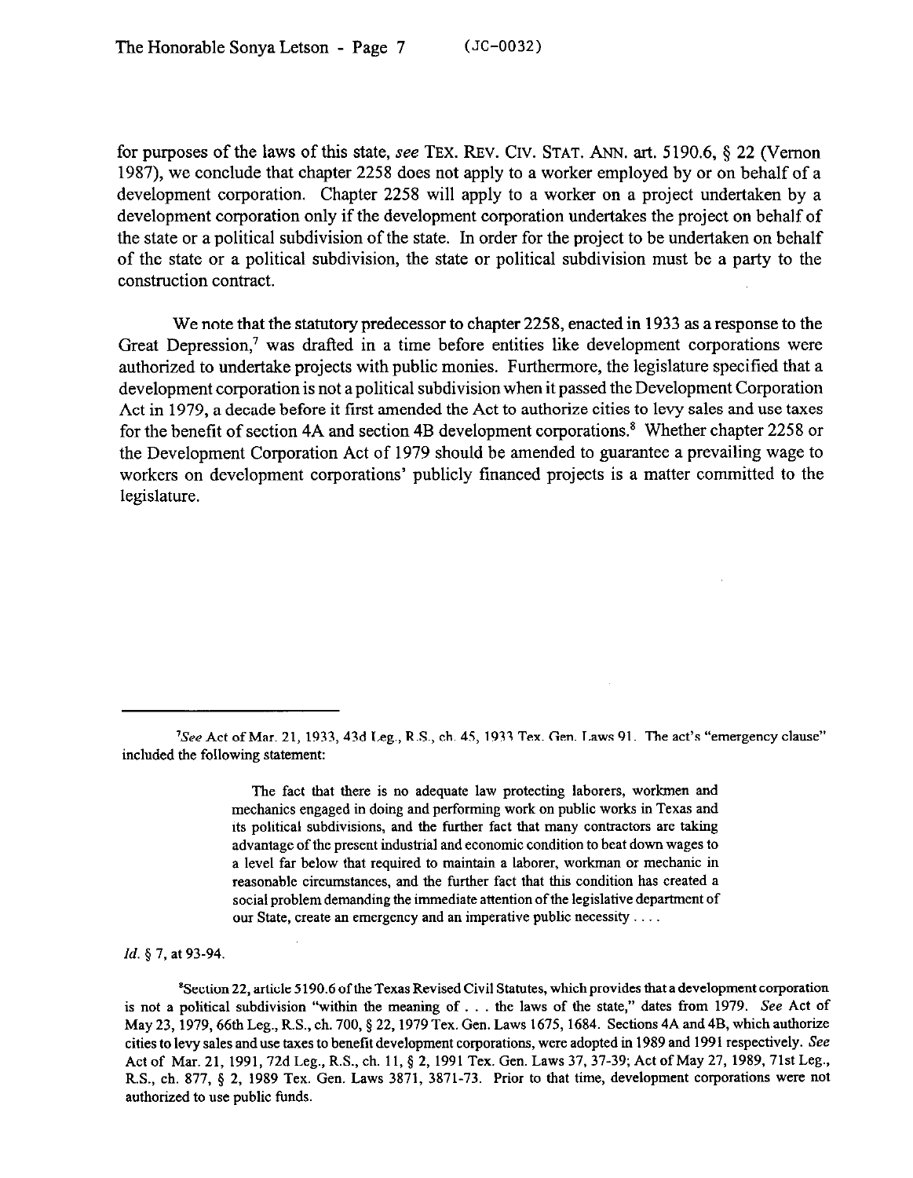for purposes of the laws of this state, *see* TEX. REV. CIV. STAT. ANN. art. 5190.6, § 22 (Vernon 1987), we conclude that chapter 2258 does not apply to a worker employed by or on behalf of a development corporation. Chapter 2258 will apply to a worker on a project undertaken by a development corporation only if the development corporation undertakes the project on behalf of the state or a political subdivision of the state. In order for the project to be undertaken on behalf of the state or a political subdivision, the state or political subdivision must be a party to the construction contract.

We note that the statutory predecessor to chapter 2258, enacted in 1933 as a response to the Great Depression,[7] was drafted in a time before entities like development corporations were authorized to undertake projects with public monies. Furthermore, the legislature specified that a development corporation is not a political subdivision when it passed the Development Corporation Act in 1979, a decade before it first amended the Act to authorize cities to levy sales and use taxes for the benefit of section 4A and section 4B development corporations.[8] Whether chapter 2258 or the Development Corporation Act of 1979 should be amended to guarantee a prevailing wage to workers on development corporations' publicly financed projects is a matter committed to the legislature.

---

[7]*See* Act of Mar. 21, 1933, 43d Leg., R.S., ch. 45, 1933 Tex. Gen. Laws 91. The act's "emergency clause" included the following statement:

> The fact that there is no adequate law protecting laborers, workmen and mechanics engaged in doing and performing work on public works in Texas and its political subdivisions, and the further fact that many contractors are taking advantage of the present industrial and economic condition to beat down wages to a level far below that required to maintain a laborer, workman or mechanic in reasonable circumstances, and the further fact that this condition has created a social problem demanding the immediate attention of the legislative department of our State, create an emergency and an imperative public necessity . . . .

*Id.* § 7, at 93-94.

[8]Section 22, article 5190.6 of the Texas Revised Civil Statutes, which provides that a development corporation is not a political subdivision "within the meaning of . . . the laws of the state," dates from 1979. *See* Act of May 23, 1979, 66th Leg., R.S., ch. 700, § 22, 1979 Tex. Gen. Laws 1675, 1684. Sections 4A and 4B, which authorize cities to levy sales and use taxes to benefit development corporations, were adopted in 1989 and 1991 respectively. *See* Act of Mar. 21, 1991, 72d Leg., R.S., ch. 11, § 2, 1991 Tex. Gen. Laws 37, 37-39; Act of May 27, 1989, 71st Leg., R.S., ch. 877, § 2, 1989 Tex. Gen. Laws 3871, 3871-73. Prior to that time, development corporations were not authorized to use public funds.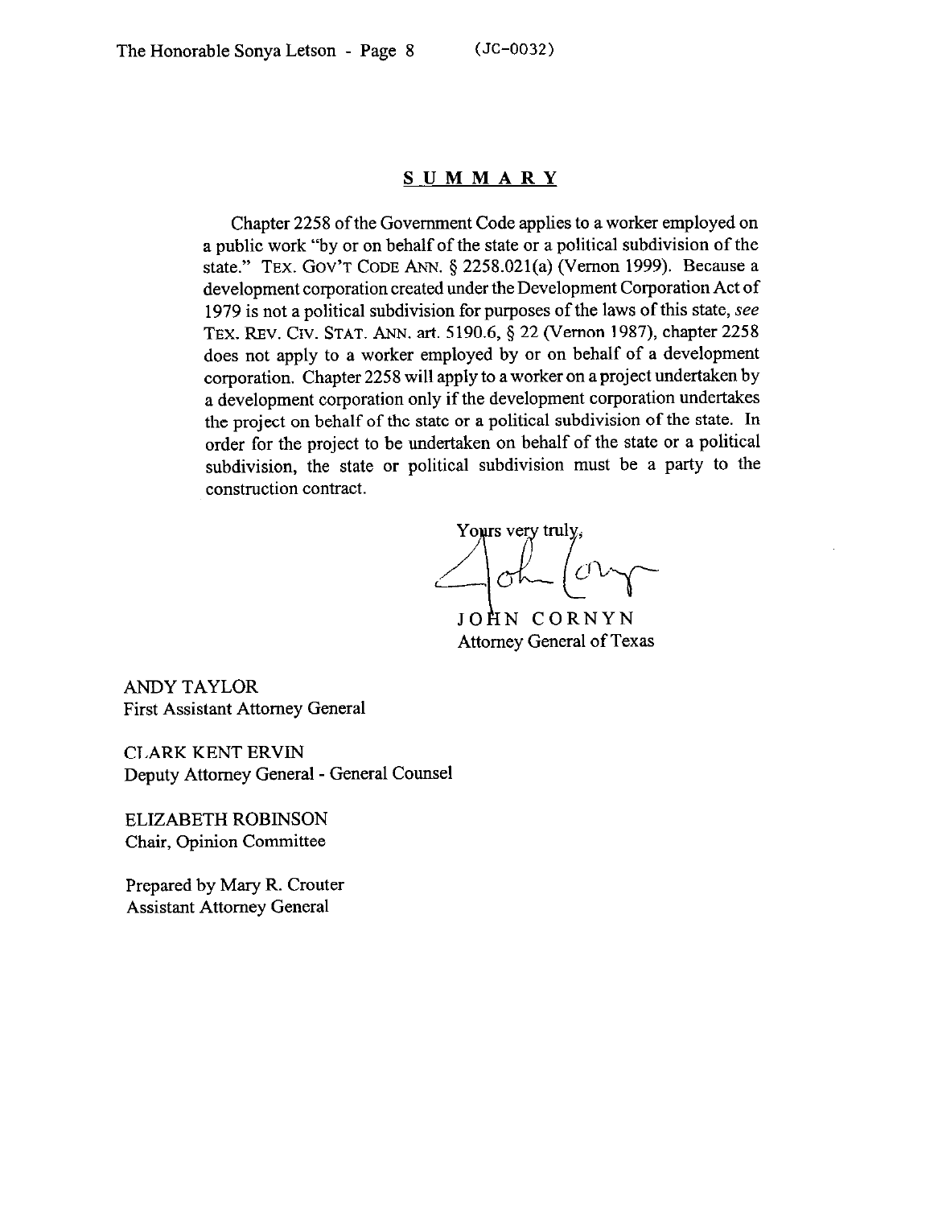## SUMMARY

Chapter 2258 of the Government Code applies to a worker employed on a public work "by or on behalf of the state or a political subdivision of the state." TEX. GOV'T CODE ANN. § 2258.021(a) (Vernon 1999). Because a development corporation created under the Development Corporation Act of 1979 is not a political subdivision for purposes of the laws of this state, *see* TEX. REV. CIV. STAT. ANN. art. 5190.6, § 22 (Vernon 1987), chapter 2258 does not apply to a worker employed by or on behalf of a development corporation. Chapter 2258 will apply to a worker on a project undertaken by a development corporation only if the development corporation undertakes the project on behalf of the state or a political subdivision of the state. In order for the project to be undertaken on behalf of the state or a political subdivision, the state or political subdivision must be a party to the construction contract.

Yours very truly,

JOHN CORNYN
Attorney General of Texas

ANDY TAYLOR
First Assistant Attorney General

CLARK KENT ERVIN
Deputy Attorney General - General Counsel

ELIZABETH ROBINSON
Chair, Opinion Committee

Prepared by Mary R. Crouter
Assistant Attorney General